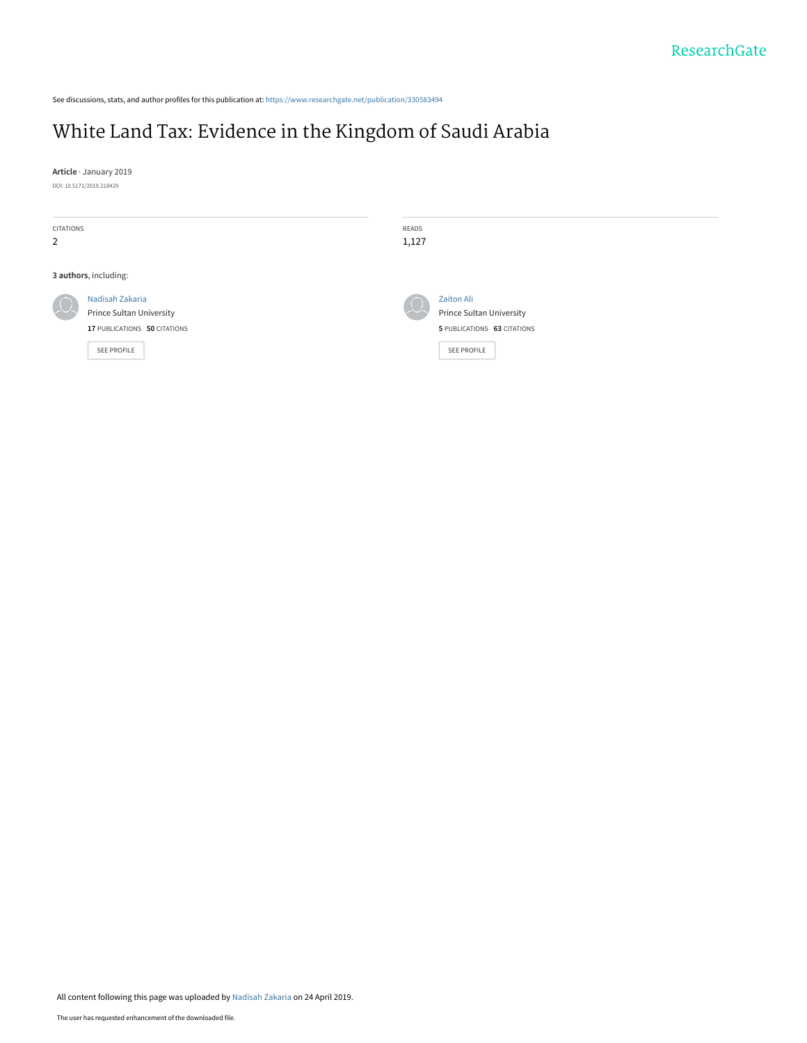See discussions, stats, and author profiles for this publication at: https://www.researchgate.net/publication/330583494

# White Land Tax: Evidence in the Kingdom of Saudi Arabia

**Article** · January 2019

DOI: 10.5171/2019.218429

| CITATIONS | READS |
| --- | --- |
| 2 | 1,127 |

**3 authors**, including:

Nadisah Zakaria
Prince Sultan University
**17** PUBLICATIONS **50** CITATIONS

SEE PROFILE

Zaiton Ali
Prince Sultan University
**5** PUBLICATIONS **63** CITATIONS

SEE PROFILE

All content following this page was uploaded by Nadisah Zakaria on 24 April 2019.

The user has requested enhancement of the downloaded file.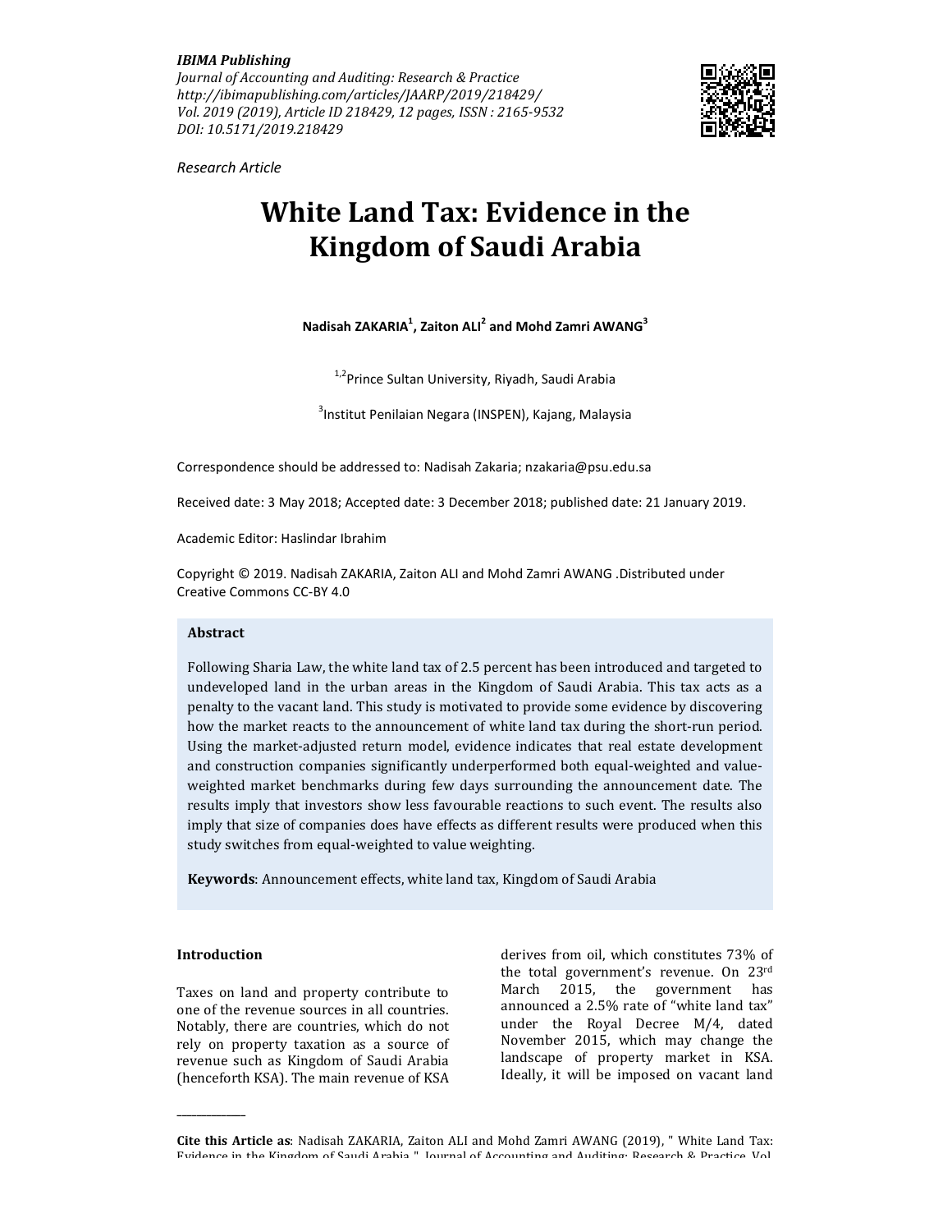IBIMA Publishing
*Journal of Accounting and Auditing: Research & Practice*
*http://ibimapublishing.com/articles/JAARP/2019/218429/*
*Vol. 2019 (2019), Article ID 218429, 12 pages, ISSN : 2165-9532*
*DOI: 10.5171/2019.218429*

*Research Article*

# White Land Tax: Evidence in the Kingdom of Saudi Arabia

**Nadisah ZAKARIA[1], Zaiton ALI[2] and Mohd Zamri AWANG[3]**

[1,2]Prince Sultan University, Riyadh, Saudi Arabia

[3]Institut Penilaian Negara (INSPEN), Kajang, Malaysia

Correspondence should be addressed to: Nadisah Zakaria; nzakaria@psu.edu.sa

Received date: 3 May 2018; Accepted date: 3 December 2018; published date: 21 January 2019.

Academic Editor: Haslindar Ibrahim

Copyright © 2019. Nadisah ZAKARIA, Zaiton ALI and Mohd Zamri AWANG .Distributed under Creative Commons CC-BY 4.0

**Abstract**

Following Sharia Law, the white land tax of 2.5 percent has been introduced and targeted to undeveloped land in the urban areas in the Kingdom of Saudi Arabia. This tax acts as a penalty to the vacant land. This study is motivated to provide some evidence by discovering how the market reacts to the announcement of white land tax during the short-run period. Using the market-adjusted return model, evidence indicates that real estate development and construction companies significantly underperformed both equal-weighted and value-weighted market benchmarks during few days surrounding the announcement date. The results imply that investors show less favourable reactions to such event. The results also imply that size of companies does have effects as different results were produced when this study switches from equal-weighted to value weighting.

**Keywords**: Announcement effects, white land tax, Kingdom of Saudi Arabia

## Introduction

Taxes on land and property contribute to one of the revenue sources in all countries. Notably, there are countries, which do not rely on property taxation as a source of revenue such as Kingdom of Saudi Arabia (henceforth KSA). The main revenue of KSA derives from oil, which constitutes 73% of the total government's revenue. On 23rd March 2015, the government has announced a 2.5% rate of "white land tax" under the Royal Decree M/4, dated November 2015, which may change the landscape of property market in KSA. Ideally, it will be imposed on vacant land

**Cite this Article as**: Nadisah ZAKARIA, Zaiton ALI and Mohd Zamri AWANG (2019), " White Land Tax: Evidence in the Kingdom of Saudi Arabia ", Journal of Accounting and Auditing: Research & Practice, Vol.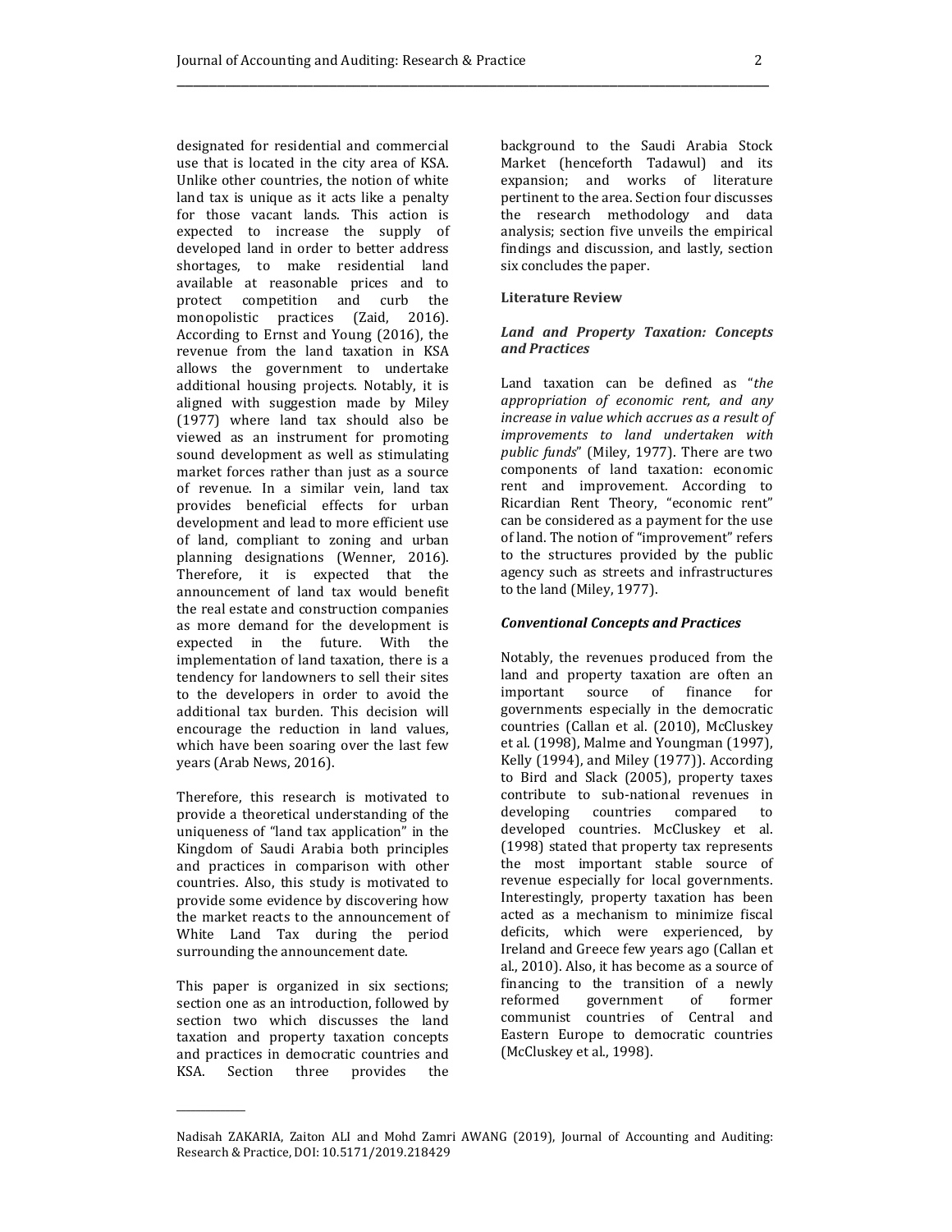designated for residential and commercial use that is located in the city area of KSA. Unlike other countries, the notion of white land tax is unique as it acts like a penalty for those vacant lands. This action is expected to increase the supply of developed land in order to better address shortages, to make residential land available at reasonable prices and to protect competition and curb the monopolistic practices (Zaid, 2016). According to Ernst and Young (2016), the revenue from the land taxation in KSA allows the government to undertake additional housing projects. Notably, it is aligned with suggestion made by Miley (1977) where land tax should also be viewed as an instrument for promoting sound development as well as stimulating market forces rather than just as a source of revenue. In a similar vein, land tax provides beneficial effects for urban development and lead to more efficient use of land, compliant to zoning and urban planning designations (Wenner, 2016). Therefore, it is expected that the announcement of land tax would benefit the real estate and construction companies as more demand for the development is expected in the future. With the implementation of land taxation, there is a tendency for landowners to sell their sites to the developers in order to avoid the additional tax burden. This decision will encourage the reduction in land values, which have been soaring over the last few years (Arab News, 2016).

Therefore, this research is motivated to provide a theoretical understanding of the uniqueness of "land tax application" in the Kingdom of Saudi Arabia both principles and practices in comparison with other countries. Also, this study is motivated to provide some evidence by discovering how the market reacts to the announcement of White Land Tax during the period surrounding the announcement date.

This paper is organized in six sections; section one as an introduction, followed by section two which discusses the land taxation and property taxation concepts and practices in democratic countries and KSA. Section three provides the background to the Saudi Arabia Stock Market (henceforth Tadawul) and its expansion; and works of literature pertinent to the area. Section four discusses the research methodology and data analysis; section five unveils the empirical findings and discussion, and lastly, section six concludes the paper.

## Literature Review

### *Land and Property Taxation: Concepts and Practices*

Land taxation can be defined as "*the appropriation of economic rent, and any increase in value which accrues as a result of improvements to land undertaken with public funds*" (Miley, 1977). There are two components of land taxation: economic rent and improvement. According to Ricardian Rent Theory, "economic rent" can be considered as a payment for the use of land. The notion of "improvement" refers to the structures provided by the public agency such as streets and infrastructures to the land (Miley, 1977).

### *Conventional Concepts and Practices*

Notably, the revenues produced from the land and property taxation are often an important source of finance for governments especially in the democratic countries (Callan et al. (2010), McCluskey et al. (1998), Malme and Youngman (1997), Kelly (1994), and Miley (1977)). According to Bird and Slack (2005), property taxes contribute to sub-national revenues in developing countries compared to developed countries. McCluskey et al. (1998) stated that property tax represents the most important stable source of revenue especially for local governments. Interestingly, property taxation has been acted as a mechanism to minimize fiscal deficits, which were experienced, by Ireland and Greece few years ago (Callan et al., 2010). Also, it has become as a source of financing to the transition of a newly reformed government of former communist countries of Central and Eastern Europe to democratic countries (McCluskey et al., 1998).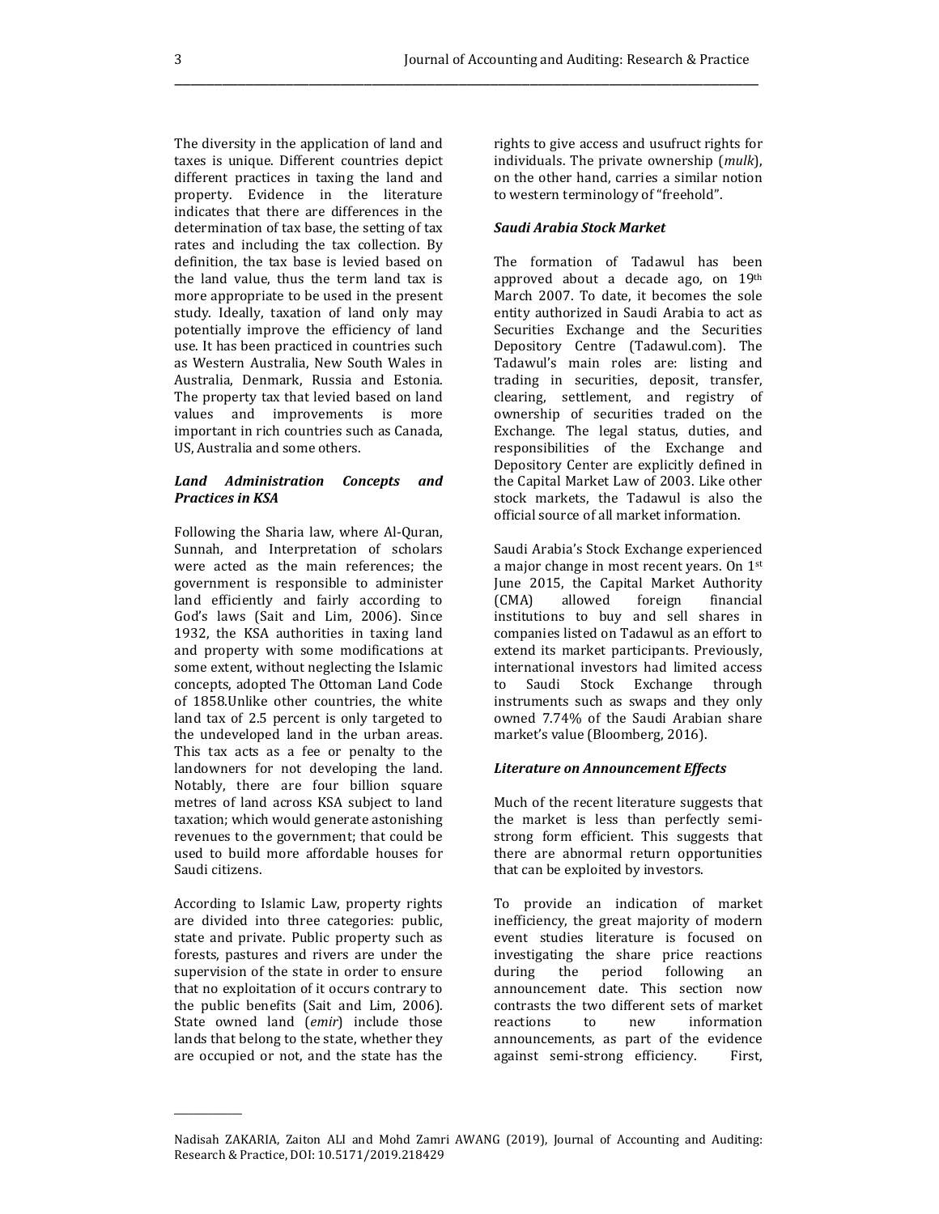The diversity in the application of land and taxes is unique. Different countries depict different practices in taxing the land and property. Evidence in the literature indicates that there are differences in the determination of tax base, the setting of tax rates and including the tax collection. By definition, the tax base is levied based on the land value, thus the term land tax is more appropriate to be used in the present study. Ideally, taxation of land only may potentially improve the efficiency of land use. It has been practiced in countries such as Western Australia, New South Wales in Australia, Denmark, Russia and Estonia. The property tax that levied based on land values and improvements is more important in rich countries such as Canada, US, Australia and some others.

***Land Administration Concepts and Practices in KSA***

Following the Sharia law, where Al-Quran, Sunnah, and Interpretation of scholars were acted as the main references; the government is responsible to administer land efficiently and fairly according to God's laws (Sait and Lim, 2006). Since 1932, the KSA authorities in taxing land and property with some modifications at some extent, without neglecting the Islamic concepts, adopted The Ottoman Land Code of 1858.Unlike other countries, the white land tax of 2.5 percent is only targeted to the undeveloped land in the urban areas. This tax acts as a fee or penalty to the landowners for not developing the land. Notably, there are four billion square metres of land across KSA subject to land taxation; which would generate astonishing revenues to the government; that could be used to build more affordable houses for Saudi citizens.

According to Islamic Law, property rights are divided into three categories: public, state and private. Public property such as forests, pastures and rivers are under the supervision of the state in order to ensure that no exploitation of it occurs contrary to the public benefits (Sait and Lim, 2006). State owned land (*emir*) include those lands that belong to the state, whether they are occupied or not, and the state has the rights to give access and usufruct rights for individuals. The private ownership (*mulk*), on the other hand, carries a similar notion to western terminology of "freehold".

***Saudi Arabia Stock Market***

The formation of Tadawul has been approved about a decade ago, on 19th March 2007. To date, it becomes the sole entity authorized in Saudi Arabia to act as Securities Exchange and the Securities Depository Centre (Tadawul.com). The Tadawul's main roles are: listing and trading in securities, deposit, transfer, clearing, settlement, and registry of ownership of securities traded on the Exchange. The legal status, duties, and responsibilities of the Exchange and Depository Center are explicitly defined in the Capital Market Law of 2003. Like other stock markets, the Tadawul is also the official source of all market information.

Saudi Arabia's Stock Exchange experienced a major change in most recent years. On 1st June 2015, the Capital Market Authority (CMA) allowed foreign financial institutions to buy and sell shares in companies listed on Tadawul as an effort to extend its market participants. Previously, international investors had limited access to Saudi Stock Exchange through instruments such as swaps and they only owned 7.74% of the Saudi Arabian share market's value (Bloomberg, 2016).

***Literature on Announcement Effects***

Much of the recent literature suggests that the market is less than perfectly semi-strong form efficient. This suggests that there are abnormal return opportunities that can be exploited by investors.

To provide an indication of market inefficiency, the great majority of modern event studies literature is focused on investigating the share price reactions during the period following an announcement date. This section now contrasts the two different sets of market reactions to new information announcements, as part of the evidence against semi-strong efficiency. First,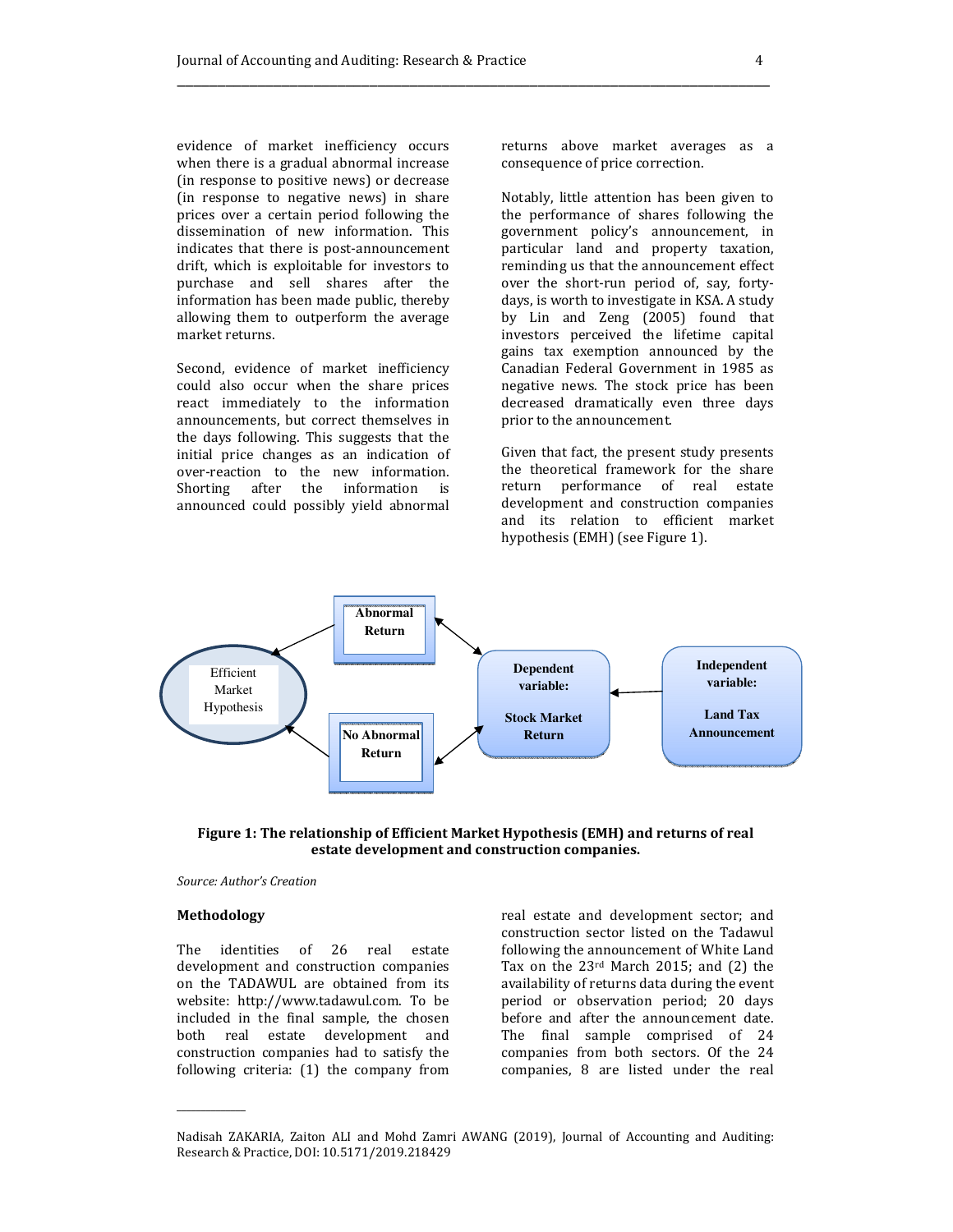evidence of market inefficiency occurs when there is a gradual abnormal increase (in response to positive news) or decrease (in response to negative news) in share prices over a certain period following the dissemination of new information. This indicates that there is post-announcement drift, which is exploitable for investors to purchase and sell shares after the information has been made public, thereby allowing them to outperform the average market returns.

Second, evidence of market inefficiency could also occur when the share prices react immediately to the information announcements, but correct themselves in the days following. This suggests that the initial price changes as an indication of over-reaction to the new information. Shorting after the information is announced could possibly yield abnormal returns above market averages as a consequence of price correction.

Notably, little attention has been given to the performance of shares following the government policy's announcement, in particular land and property taxation, reminding us that the announcement effect over the short-run period of, say, forty-days, is worth to investigate in KSA. A study by Lin and Zeng (2005) found that investors perceived the lifetime capital gains tax exemption announced by the Canadian Federal Government in 1985 as negative news. The stock price has been decreased dramatically even three days prior to the announcement.

Given that fact, the present study presents the theoretical framework for the share return performance of real estate development and construction companies and its relation to efficient market hypothesis (EMH) (see Figure 1).

Efficient Market Hypothesis | Abnormal Return | No Abnormal Return | Dependent variable: Stock Market Return | Independent variable: Land Tax Announcement

**Figure 1: The relationship of Efficient Market Hypothesis (EMH) and returns of real estate development and construction companies.**

*Source: Author's Creation*

## Methodology

The identities of 26 real estate development and construction companies on the TADAWUL are obtained from its website: http://www.tadawul.com. To be included in the final sample, the chosen both real estate development and construction companies had to satisfy the following criteria: (1) the company from real estate and development sector; and construction sector listed on the Tadawul following the announcement of White Land Tax on the 23rd March 2015; and (2) the availability of returns data during the event period or observation period; 20 days before and after the announcement date. The final sample comprised of 24 companies from both sectors. Of the 24 companies, 8 are listed under the real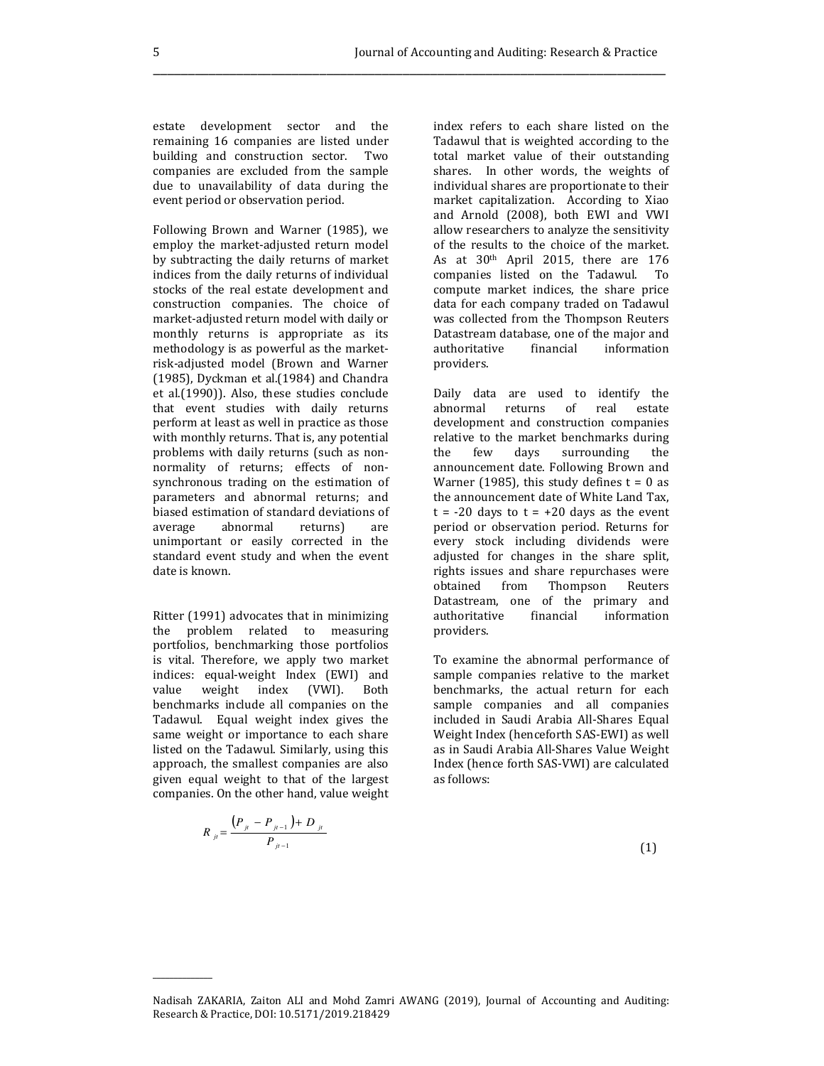estate development sector and the remaining 16 companies are listed under building and construction sector. Two companies are excluded from the sample due to unavailability of data during the event period or observation period.

Following Brown and Warner (1985), we employ the market-adjusted return model by subtracting the daily returns of market indices from the daily returns of individual stocks of the real estate development and construction companies. The choice of market-adjusted return model with daily or monthly returns is appropriate as its methodology is as powerful as the market-risk-adjusted model (Brown and Warner (1985), Dyckman et al.(1984) and Chandra et al.(1990)). Also, these studies conclude that event studies with daily returns perform at least as well in practice as those with monthly returns. That is, any potential problems with daily returns (such as non-normality of returns; effects of non-synchronous trading on the estimation of parameters and abnormal returns; and biased estimation of standard deviations of average abnormal returns) are unimportant or easily corrected in the standard event study and when the event date is known.

Ritter (1991) advocates that in minimizing the problem related to measuring portfolios, benchmarking those portfolios is vital. Therefore, we apply two market indices: equal-weight Index (EWI) and value weight index (VWI). Both benchmarks include all companies on the Tadawul. Equal weight index gives the same weight or importance to each share listed on the Tadawul. Similarly, using this approach, the smallest companies are also given equal weight to that of the largest companies. On the other hand, value weight index refers to each share listed on the Tadawul that is weighted according to the total market value of their outstanding shares. In other words, the weights of individual shares are proportionate to their market capitalization. According to Xiao and Arnold (2008), both EWI and VWI allow researchers to analyze the sensitivity of the results to the choice of the market. As at 30th April 2015, there are 176 companies listed on the Tadawul. To compute market indices, the share price data for each company traded on Tadawul was collected from the Thompson Reuters Datastream database, one of the major and authoritative financial information providers.

Daily data are used to identify the abnormal returns of real estate development and construction companies relative to the market benchmarks during the few days surrounding the announcement date. Following Brown and Warner (1985), this study defines $t = 0$ as the announcement date of White Land Tax, $t = -20$ days to $t = +20$ days as the event period or observation period. Returns for every stock including dividends were adjusted for changes in the share split, rights issues and share repurchases were obtained from Thompson Reuters Datastream, one of the primary and authoritative financial information providers.

To examine the abnormal performance of sample companies relative to the market benchmarks, the actual return for each sample companies and all companies included in Saudi Arabia All-Shares Equal Weight Index (henceforth SAS-EWI) as well as in Saudi Arabia All-Shares Value Weight Index (hence forth SAS-VWI) are calculated as follows:

$$R_{jt} = \frac{(P_{jt} - P_{jt-1}) + D_{jt}}{P_{jt-1}} \tag{1}$$

Nadisah ZAKARIA, Zaiton ALI and Mohd Zamri AWANG (2019), Journal of Accounting and Auditing: Research & Practice, DOI: 10.5171/2019.218429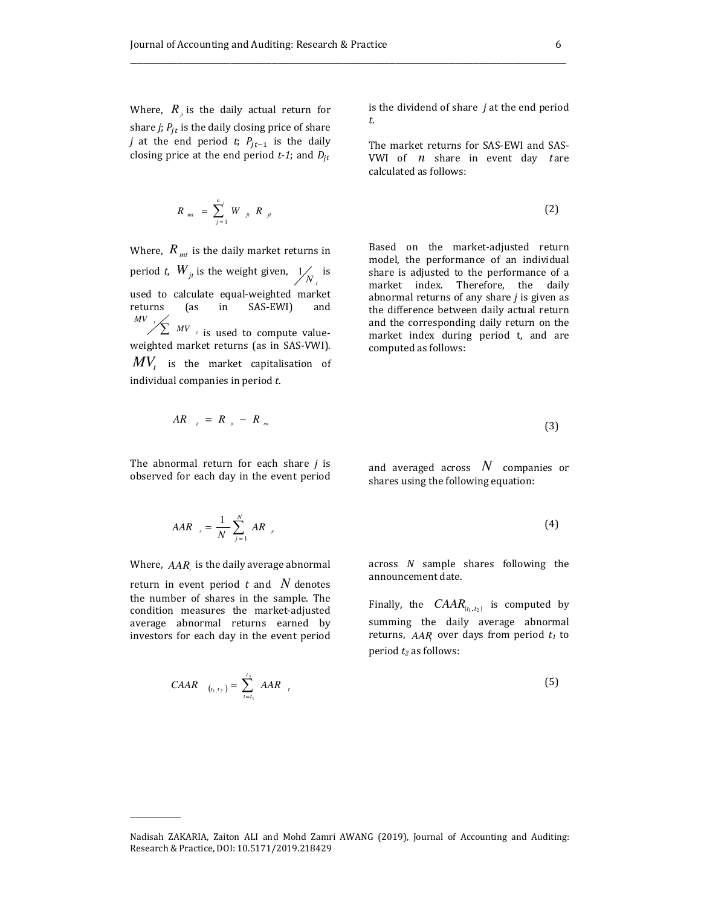Where, $R_{jt}$ is the daily actual return for share *j*; $P_{jt}$ is the daily closing price of share *j* at the end period *t*; $P_{jt-1}$ is the daily closing price at the end period *t-1*; and $D_{jt}$ is the dividend of share *j* at the end period *t*.

The market returns for SAS-EWI and SAS-VWI of $n$ share in event day $t$ are calculated as follows:

$$R_{mt} = \sum_{j=1}^{n_j} W_{jt} R_{jt} \tag{2}$$

Where, $R_{mt}$ is the daily market returns in period *t*, $W_{jt}$ is the weight given, $1/N_t$ is used to calculate equal-weighted market returns (as in SAS-EWI) and $MV_t / \sum MV_t$ is used to compute value-weighted market returns (as in SAS-VWI). $MV_t$ is the market capitalisation of individual companies in period *t*.

Based on the market-adjusted return model, the performance of an individual share is adjusted to the performance of a market index. Therefore, the daily abnormal returns of any share *j* is given as the difference between daily actual return and the corresponding daily return on the market index during period t, and are computed as follows:

$$AR_{jt} = R_{jt} - R_{mt} \tag{3}$$

The abnormal return for each share *j* is observed for each day in the event period and averaged across $N$ companies or shares using the following equation:

$$AAR_t = \frac{1}{N} \sum_{j=1}^{N} AR_{jt} \tag{4}$$

Where, $AAR_t$ is the daily average abnormal return in event period *t* and $N$ denotes the number of shares in the sample. The condition measures the market-adjusted average abnormal returns earned by investors for each day in the event period across *N* sample shares following the announcement date.

Finally, the $CAAR_{(t_1,t_2)}$ is computed by summing the daily average abnormal returns, $AAR_t$ over days from period $t_1$ to period $t_2$ as follows:

$$CAAR_{(t_1,t_2)} = \sum_{t=t_1}^{t_2} AAR_t \tag{5}$$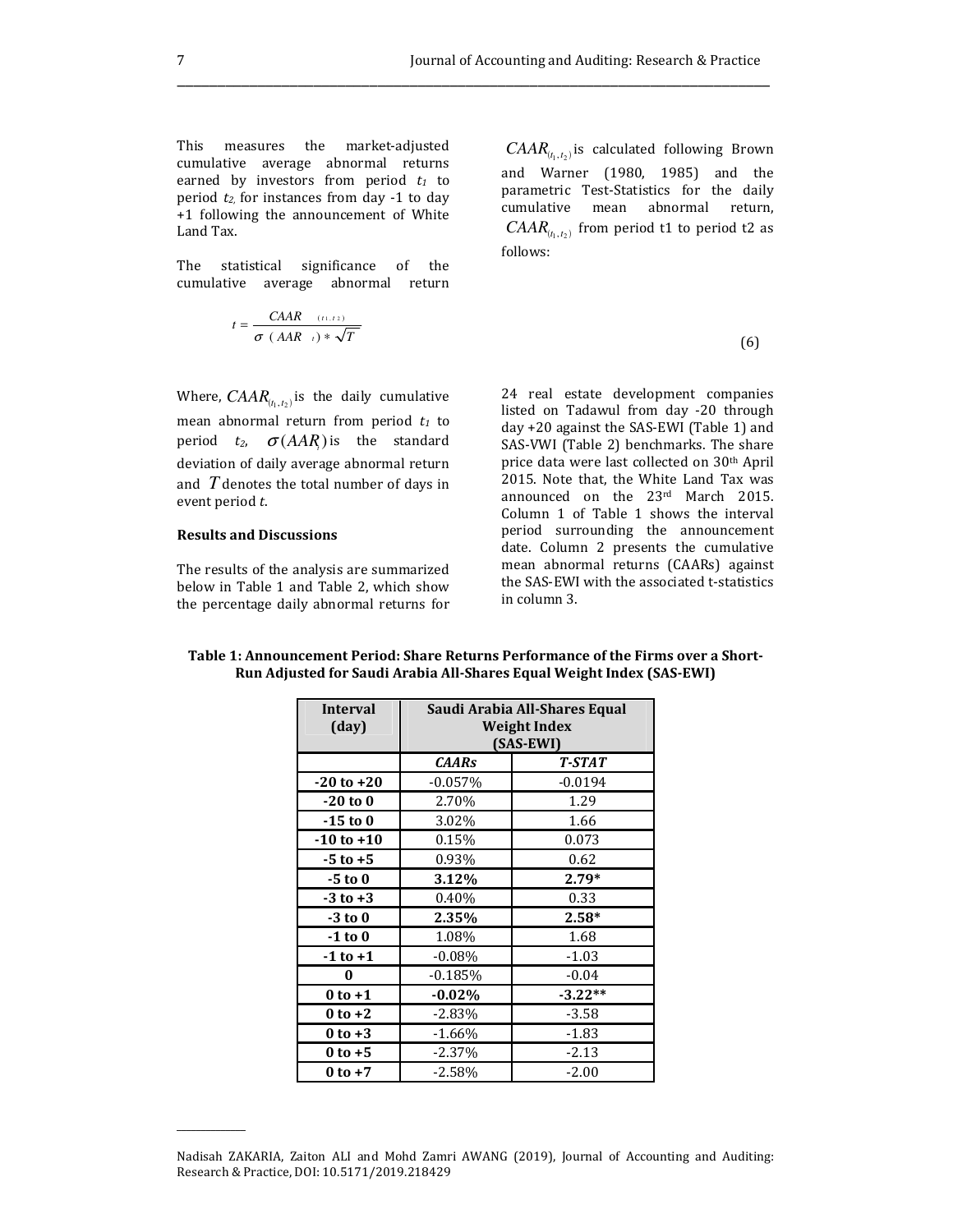This measures the market-adjusted cumulative average abnormal returns earned by investors from period $t_1$ to period $t_2$, for instances from day -1 to day +1 following the announcement of White Land Tax.

The statistical significance of the cumulative average abnormal return $CAAR_{(t_1,t_2)}$ is calculated following Brown and Warner (1980, 1985) and the parametric Test-Statistics for the daily cumulative mean abnormal return, $CAAR_{(t_1,t_2)}$ from period t1 to period t2 as follows:

$$t = \frac{CAAR_{(t1,t2)}}{\sigma(AAR_t) * \sqrt{T}} \quad (6)$$

Where, $CAAR_{(t_1,t_2)}$ is the daily cumulative mean abnormal return from period $t_1$ to period $t_2$, $\sigma(AAR_t)$ is the standard deviation of daily average abnormal return and $T$ denotes the total number of days in event period *t*.

**Results and Discussions**

The results of the analysis are summarized below in Table 1 and Table 2, which show the percentage daily abnormal returns for 24 real estate development companies listed on Tadawul from day -20 through day +20 against the SAS-EWI (Table 1) and SAS-VWI (Table 2) benchmarks. The share price data were last collected on 30th April 2015. Note that, the White Land Tax was announced on the 23rd March 2015. Column 1 of Table 1 shows the interval period surrounding the announcement date. Column 2 presents the cumulative mean abnormal returns (CAARs) against the SAS-EWI with the associated t-statistics in column 3.

**Table 1: Announcement Period: Share Returns Performance of the Firms over a Short-Run Adjusted for Saudi Arabia All-Shares Equal Weight Index (SAS-EWI)**

| Interval (day) | Saudi Arabia All-Shares Equal Weight Index (SAS-EWI) | |
|---|---|---|
| | ***CAARs*** | ***T-STAT*** |
| **-20 to +20** | -0.057% | -0.0194 |
| **-20 to 0** | 2.70% | 1.29 |
| **-15 to 0** | 3.02% | 1.66 |
| **-10 to +10** | 0.15% | 0.073 |
| **-5 to +5** | 0.93% | 0.62 |
| **-5 to 0** | **3.12%** | **2.79*** |
| **-3 to +3** | 0.40% | 0.33 |
| **-3 to 0** | **2.35%** | **2.58*** |
| **-1 to 0** | 1.08% | 1.68 |
| **-1 to +1** | -0.08% | -1.03 |
| **0** | -0.185% | -0.04 |
| **0 to +1** | **-0.02%** | **-3.22**** |
| **0 to +2** | -2.83% | -3.58 |
| **0 to +3** | -1.66% | -1.83 |
| **0 to +5** | -2.37% | -2.13 |
| **0 to +7** | -2.58% | -2.00 |

Nadisah ZAKARIA, Zaiton ALI and Mohd Zamri AWANG (2019), Journal of Accounting and Auditing: Research & Practice, DOI: 10.5171/2019.218429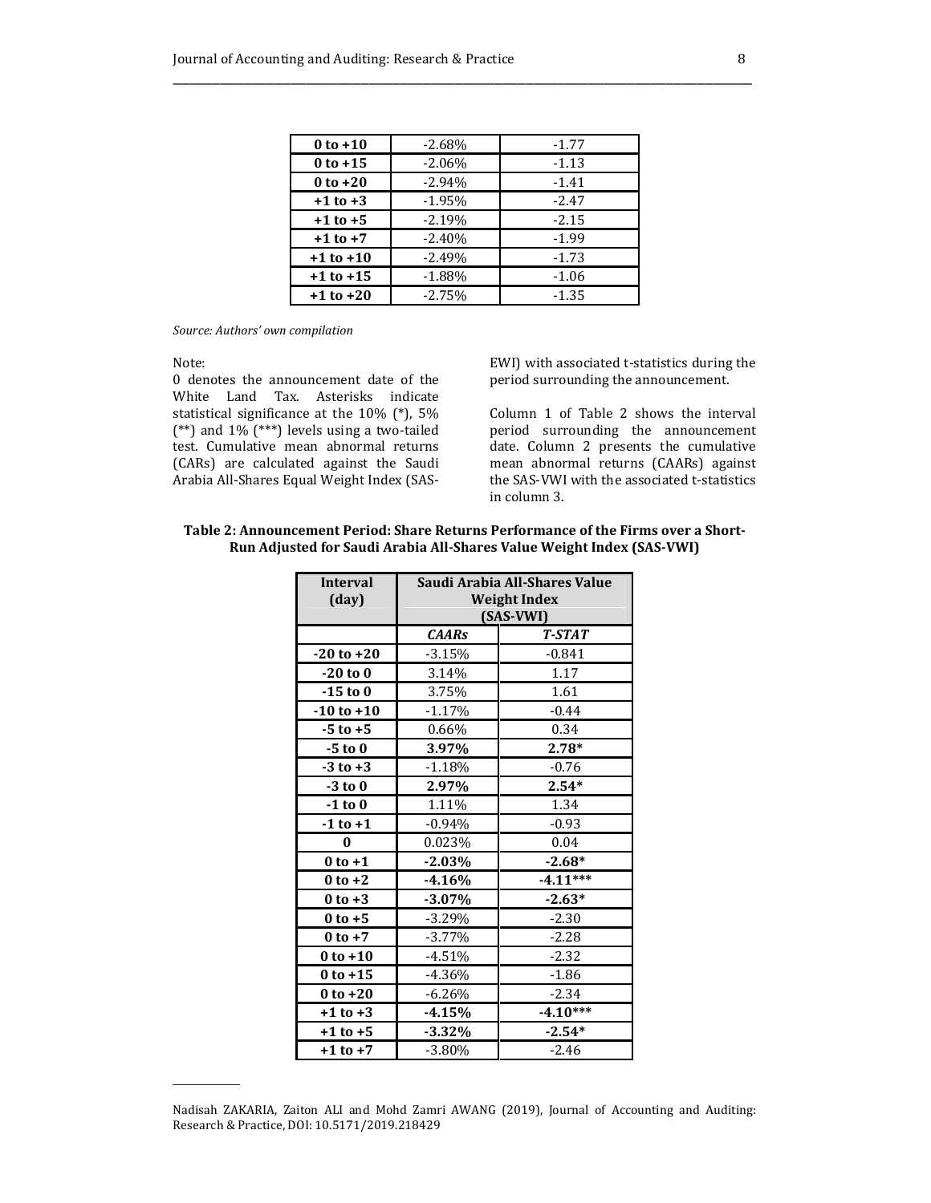| 0 to +10 | -2.68% | -1.77 |
|---|---|---|
| 0 to +15 | -2.06% | -1.13 |
| 0 to +20 | -2.94% | -1.41 |
| +1 to +3 | -1.95% | -2.47 |
| +1 to +5 | -2.19% | -2.15 |
| +1 to +7 | -2.40% | -1.99 |
| +1 to +10 | -2.49% | -1.73 |
| +1 to +15 | -1.88% | -1.06 |
| +1 to +20 | -2.75% | -1.35 |

*Source: Authors' own compilation*

Note:
0 denotes the announcement date of the White Land Tax. Asterisks indicate statistical significance at the 10% (*), 5% (**) and 1% (***) levels using a two-tailed test. Cumulative mean abnormal returns (CARs) are calculated against the Saudi Arabia All-Shares Equal Weight Index (SAS-EWI) with associated t-statistics during the period surrounding the announcement.

Column 1 of Table 2 shows the interval period surrounding the announcement date. Column 2 presents the cumulative mean abnormal returns (CAARs) against the SAS-VWI with the associated t-statistics in column 3.

**Table 2: Announcement Period: Share Returns Performance of the Firms over a Short-Run Adjusted for Saudi Arabia All-Shares Value Weight Index (SAS-VWI)**

| Interval (day) | Saudi Arabia All-Shares Value Weight Index (SAS-VWI) | |
|---|---|---|
| | ***CAARs*** | ***T-STAT*** |
| **-20 to +20** | -3.15% | -0.841 |
| **-20 to 0** | 3.14% | 1.17 |
| **-15 to 0** | 3.75% | 1.61 |
| **-10 to +10** | -1.17% | -0.44 |
| **-5 to +5** | 0.66% | 0.34 |
| **-5 to 0** | **3.97%** | **2.78*** |
| **-3 to +3** | -1.18% | -0.76 |
| **-3 to 0** | **2.97%** | **2.54*** |
| **-1 to 0** | 1.11% | 1.34 |
| **-1 to +1** | -0.94% | -0.93 |
| **0** | 0.023% | 0.04 |
| **0 to +1** | **-2.03%** | **-2.68*** |
| **0 to +2** | **-4.16%** | **-4.11***** |
| **0 to +3** | **-3.07%** | **-2.63*** |
| **0 to +5** | -3.29% | -2.30 |
| **0 to +7** | -3.77% | -2.28 |
| **0 to +10** | -4.51% | -2.32 |
| **0 to +15** | -4.36% | -1.86 |
| **0 to +20** | -6.26% | -2.34 |
| **+1 to +3** | **-4.15%** | **-4.10***** |
| **+1 to +5** | **-3.32%** | **-2.54*** |
| **+1 to +7** | -3.80% | -2.46 |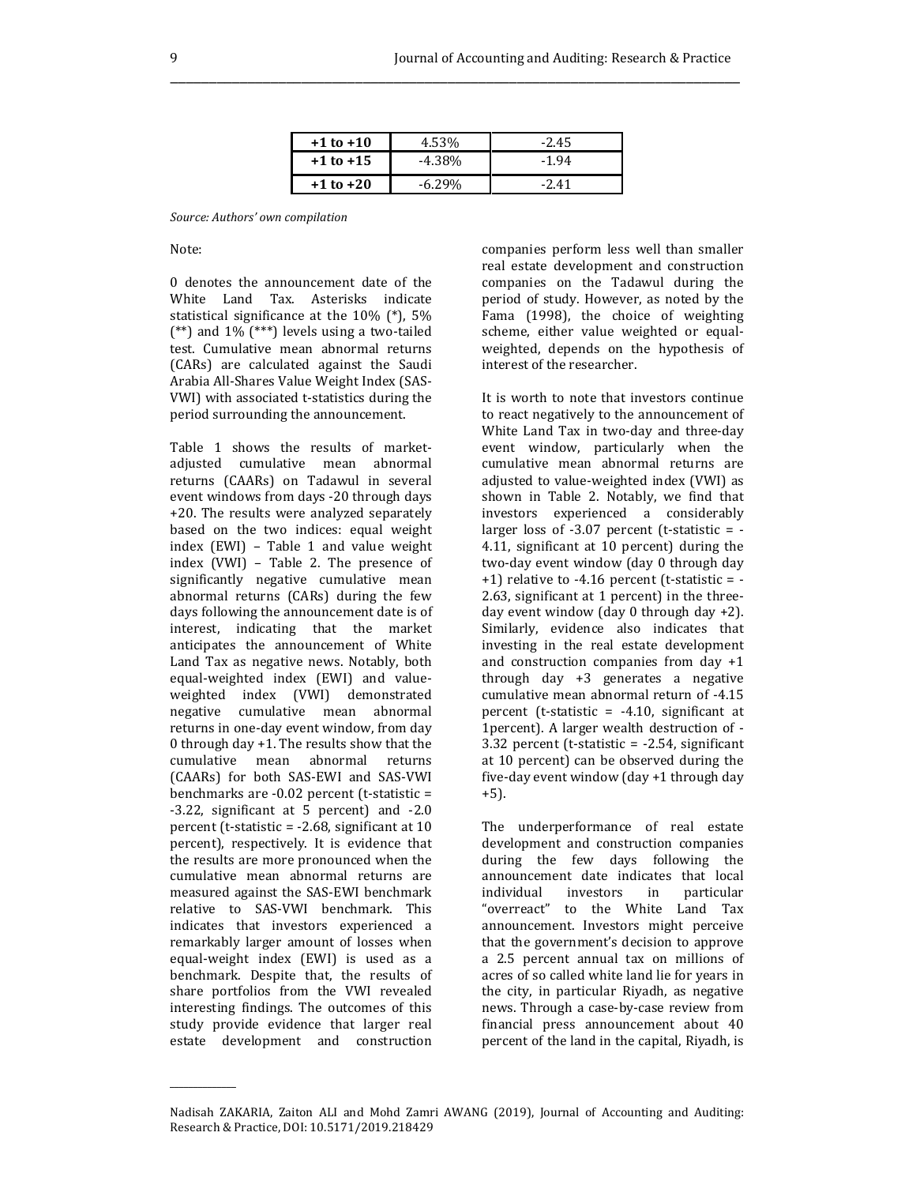| +1 to +10 | 4.53% | -2.45 |
|---|---|---|
| +1 to +15 | -4.38% | -1.94 |
| +1 to +20 | -6.29% | -2.41 |

*Source: Authors' own compilation*

Note:

0 denotes the announcement date of the White Land Tax. Asterisks indicate statistical significance at the 10% (*), 5% (**) and 1% (***) levels using a two-tailed test. Cumulative mean abnormal returns (CARs) are calculated against the Saudi Arabia All-Shares Value Weight Index (SAS-VWI) with associated t-statistics during the period surrounding the announcement.

Table 1 shows the results of market-adjusted cumulative mean abnormal returns (CAARs) on Tadawul in several event windows from days -20 through days +20. The results were analyzed separately based on the two indices: equal weight index (EWI) – Table 1 and value weight index (VWI) – Table 2. The presence of significantly negative cumulative mean abnormal returns (CARs) during the few days following the announcement date is of interest, indicating that the market anticipates the announcement of White Land Tax as negative news. Notably, both equal-weighted index (EWI) and value-weighted index (VWI) demonstrated negative cumulative mean abnormal returns in one-day event window, from day 0 through day +1. The results show that the cumulative mean abnormal returns (CAARs) for both SAS-EWI and SAS-VWI benchmarks are -0.02 percent (t-statistic = -3.22, significant at 5 percent) and -2.0 percent (t-statistic = -2.68, significant at 10 percent), respectively. It is evidence that the results are more pronounced when the cumulative mean abnormal returns are measured against the SAS-EWI benchmark relative to SAS-VWI benchmark. This indicates that investors experienced a remarkably larger amount of losses when equal-weight index (EWI) is used as a benchmark. Despite that, the results of share portfolios from the VWI revealed interesting findings. The outcomes of this study provide evidence that larger real estate development and construction companies perform less well than smaller real estate development and construction companies on the Tadawul during the period of study. However, as noted by the Fama (1998), the choice of weighting scheme, either value weighted or equal-weighted, depends on the hypothesis of interest of the researcher.

It is worth to note that investors continue to react negatively to the announcement of White Land Tax in two-day and three-day event window, particularly when the cumulative mean abnormal returns are adjusted to value-weighted index (VWI) as shown in Table 2. Notably, we find that investors experienced a considerably larger loss of -3.07 percent (t-statistic = -4.11, significant at 10 percent) during the two-day event window (day 0 through day +1) relative to -4.16 percent (t-statistic = -2.63, significant at 1 percent) in the three-day event window (day 0 through day +2). Similarly, evidence also indicates that investing in the real estate development and construction companies from day +1 through day +3 generates a negative cumulative mean abnormal return of -4.15 percent (t-statistic = -4.10, significant at 1percent). A larger wealth destruction of -3.32 percent (t-statistic = -2.54, significant at 10 percent) can be observed during the five-day event window (day +1 through day +5).

The underperformance of real estate development and construction companies during the few days following the announcement date indicates that local individual investors in particular "overreact" to the White Land Tax announcement. Investors might perceive that the government's decision to approve a 2.5 percent annual tax on millions of acres of so called white land lie for years in the city, in particular Riyadh, as negative news. Through a case-by-case review from financial press announcement about 40 percent of the land in the capital, Riyadh, is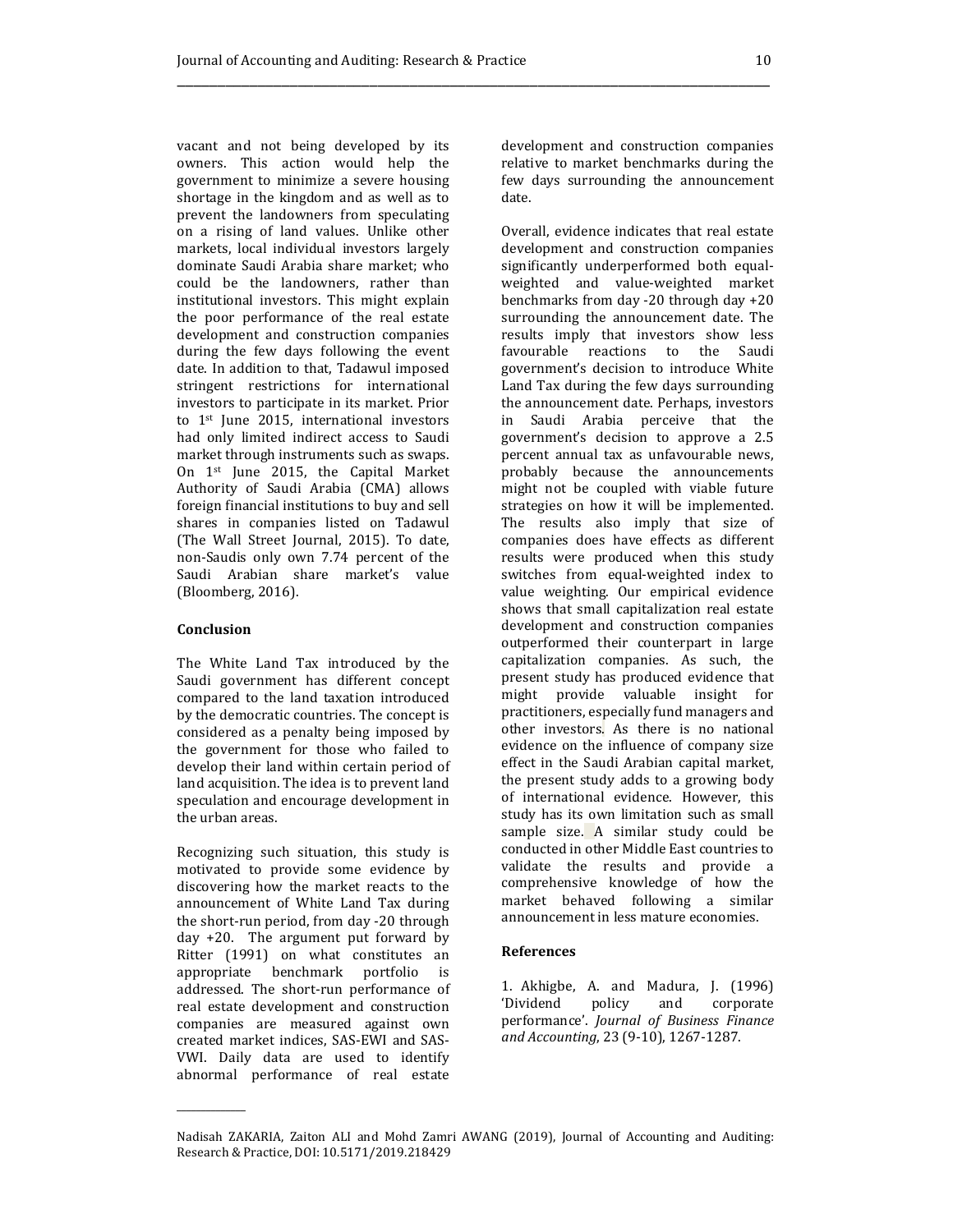vacant and not being developed by its owners. This action would help the government to minimize a severe housing shortage in the kingdom and as well as to prevent the landowners from speculating on a rising of land values. Unlike other markets, local individual investors largely dominate Saudi Arabia share market; who could be the landowners, rather than institutional investors. This might explain the poor performance of the real estate development and construction companies during the few days following the event date. In addition to that, Tadawul imposed stringent restrictions for international investors to participate in its market. Prior to 1st June 2015, international investors had only limited indirect access to Saudi market through instruments such as swaps. On 1st June 2015, the Capital Market Authority of Saudi Arabia (CMA) allows foreign financial institutions to buy and sell shares in companies listed on Tadawul (The Wall Street Journal, 2015). To date, non-Saudis only own 7.74 percent of the Saudi Arabian share market's value (Bloomberg, 2016).

## Conclusion

The White Land Tax introduced by the Saudi government has different concept compared to the land taxation introduced by the democratic countries. The concept is considered as a penalty being imposed by the government for those who failed to develop their land within certain period of land acquisition. The idea is to prevent land speculation and encourage development in the urban areas.

Recognizing such situation, this study is motivated to provide some evidence by discovering how the market reacts to the announcement of White Land Tax during the short-run period, from day -20 through day +20. The argument put forward by Ritter (1991) on what constitutes an appropriate benchmark portfolio is addressed. The short-run performance of real estate development and construction companies are measured against own created market indices, SAS-EWI and SAS-VWI. Daily data are used to identify abnormal performance of real estate development and construction companies relative to market benchmarks during the few days surrounding the announcement date.

Overall, evidence indicates that real estate development and construction companies significantly underperformed both equal-weighted and value-weighted market benchmarks from day -20 through day +20 surrounding the announcement date. The results imply that investors show less favourable reactions to the Saudi government's decision to introduce White Land Tax during the few days surrounding the announcement date. Perhaps, investors in Saudi Arabia perceive that the government's decision to approve a 2.5 percent annual tax as unfavourable news, probably because the announcements might not be coupled with viable future strategies on how it will be implemented. The results also imply that size of companies does have effects as different results were produced when this study switches from equal-weighted index to value weighting. Our empirical evidence shows that small capitalization real estate development and construction companies outperformed their counterpart in large capitalization companies. As such, the present study has produced evidence that might provide valuable insight for practitioners, especially fund managers and other investors. As there is no national evidence on the influence of company size effect in the Saudi Arabian capital market, the present study adds to a growing body of international evidence. However, this study has its own limitation such as small sample size. A similar study could be conducted in other Middle East countries to validate the results and provide a comprehensive knowledge of how the market behaved following a similar announcement in less mature economies.

## References

1. Akhigbe, A. and Madura, J. (1996) 'Dividend policy and corporate performance'. *Journal of Business Finance and Accounting*, 23 (9-10), 1267-1287.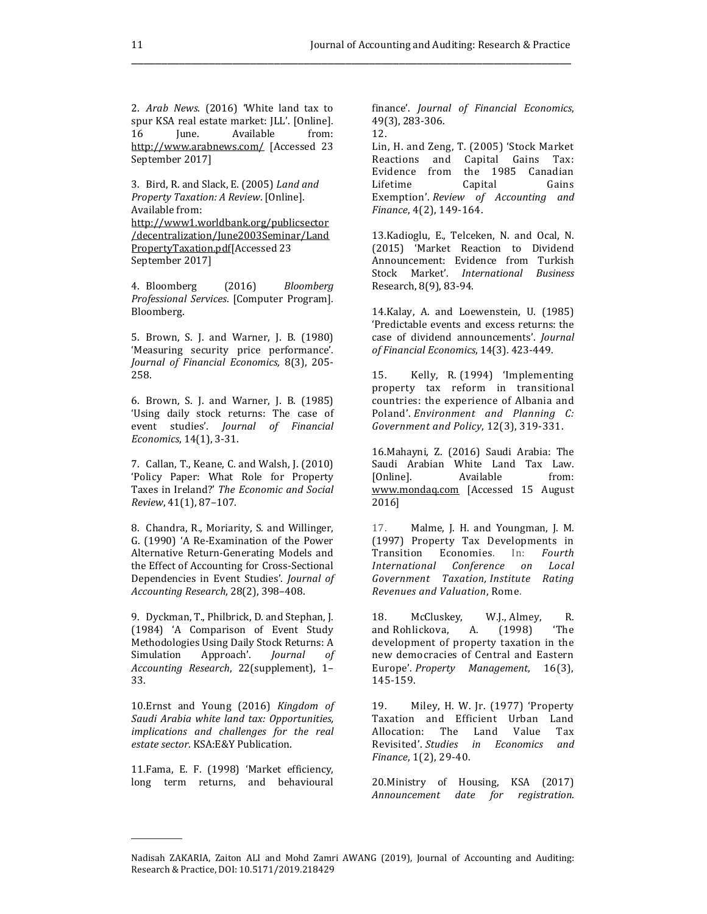2. *Arab News*. (2016) 'White land tax to spur KSA real estate market: JLL'. [Online]. 16 June. Available from: http://www.arabnews.com/ [Accessed 23 September 2017]

3. Bird, R. and Slack, E. (2005) *Land and Property Taxation: A Review*. [Online]. Available from: http://www1.worldbank.org/publicsector/decentralization/June2003Seminar/LandPropertyTaxation.pdf[Accessed 23 September 2017]

4. Bloomberg (2016) *Bloomberg Professional Services*. [Computer Program]. Bloomberg.

5. Brown, S. J. and Warner, J. B. (1980) 'Measuring security price performance'. *Journal of Financial Economics,* 8(3), 205-258.

6. Brown, S. J. and Warner, J. B. (1985) 'Using daily stock returns: The case of event studies'. *Journal of Financial Economics*, 14(1), 3-31.

7. Callan, T., Keane, C. and Walsh, J. (2010) 'Policy Paper: What Role for Property Taxes in Ireland?' *The Economic and Social Review*, 41(1), 87–107.

8. Chandra, R., Moriarity, S. and Willinger, G. (1990) 'A Re-Examination of the Power Alternative Return-Generating Models and the Effect of Accounting for Cross-Sectional Dependencies in Event Studies'. *Journal of Accounting Research*, 28(2), 398–408.

9. Dyckman, T., Philbrick, D. and Stephan, J. (1984) 'A Comparison of Event Study Methodologies Using Daily Stock Returns: A Simulation Approach'. *Journal of Accounting Research*, 22(supplement), 1–33.

10. Ernst and Young (2016) *Kingdom of Saudi Arabia white land tax: Opportunities, implications and challenges for the real estate sector*. KSA:E&Y Publication.

11. Fama, E. F. (1998) 'Market efficiency, long term returns, and behavioural finance'. *Journal of Financial Economics*, 49(3), 283-306.

12. Lin, H. and Zeng, T. (2005) 'Stock Market Reactions and Capital Gains Tax: Evidence from the 1985 Canadian Lifetime Capital Gains Exemption'. *Review of Accounting and Finance*, 4(2), 149-164.

13. Kadioglu, E., Telceken, N. and Ocal, N. (2015) 'Market Reaction to Dividend Announcement: Evidence from Turkish Stock Market'. *International Business* Research, 8(9), 83-94.

14. Kalay, A. and Loewenstein, U. (1985) 'Predictable events and excess returns: the case of dividend announcements'. *Journal of Financial Economics*, 14(3). 423-449.

15. Kelly, R. (1994) 'Implementing property tax reform in transitional countries: the experience of Albania and Poland'. *Environment and Planning C: Government and Policy*, 12(3), 319-331.

16. Mahayni, Z. (2016) Saudi Arabia: The Saudi Arabian White Land Tax Law. [Online]. Available from: www.mondaq.com [Accessed 15 August 2016]

17. Malme, J. H. and Youngman, J. M. (1997) Property Tax Developments in Transition Economies. In: *Fourth International Conference on Local Government Taxation, Institute Rating Revenues and Valuation*, Rome.

18. McCluskey, W.J., Almey, R. and Rohlickova, A. (1998) 'The development of property taxation in the new democracies of Central and Eastern Europe'. *Property Management*, 16(3), 145-159.

19. Miley, H. W. Jr. (1977) 'Property Taxation and Efficient Urban Land Allocation: The Land Value Tax Revisited'. *Studies in Economics and Finance*, 1(2), 29-40.

20. Ministry of Housing, KSA (2017) *Announcement date for registration*.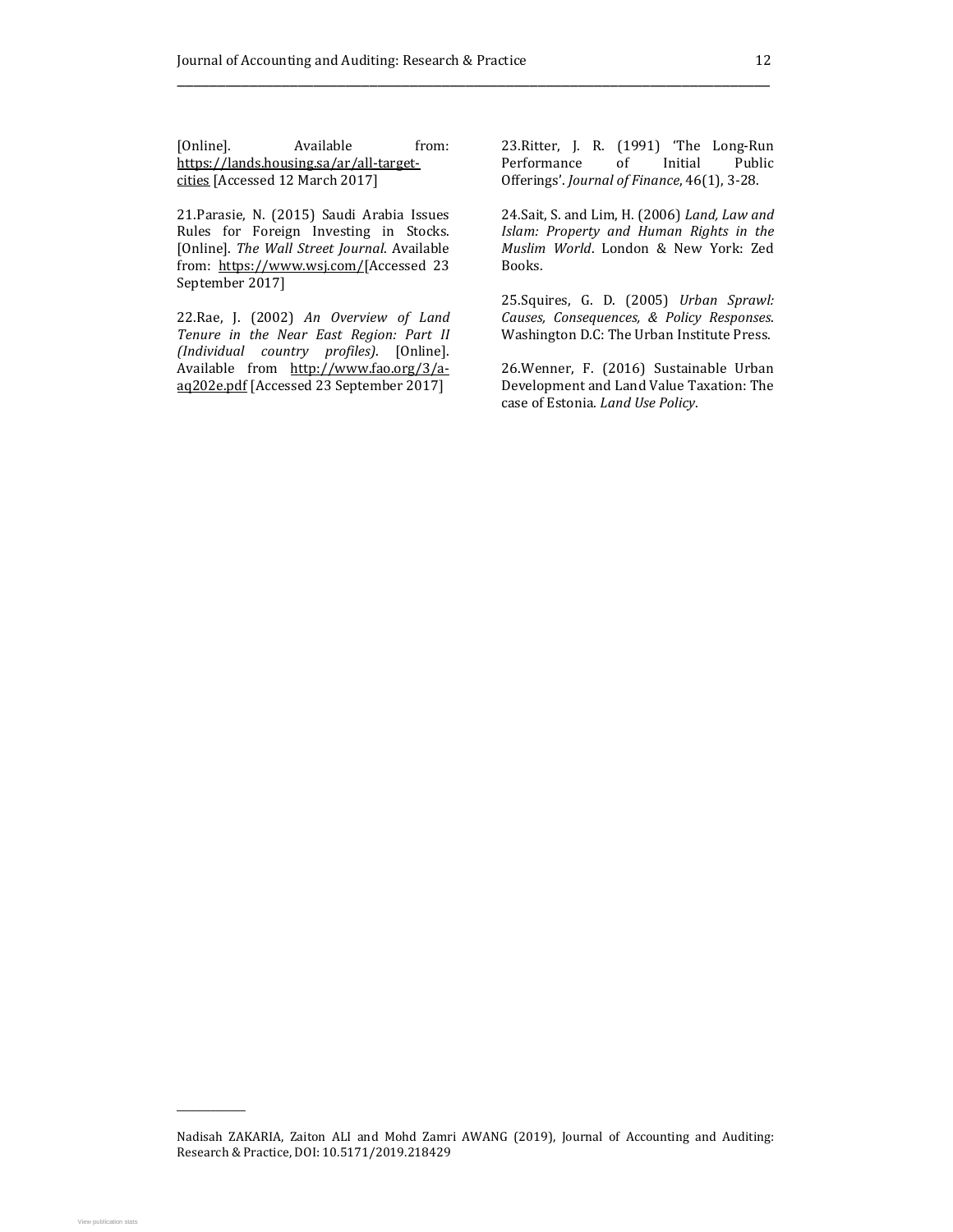[Online]. Available from: https://lands.housing.sa/ar/all-target-cities [Accessed 12 March 2017]

21.Parasie, N. (2015) Saudi Arabia Issues Rules for Foreign Investing in Stocks. [Online]. *The Wall Street Journal*. Available from: https://www.wsj.com/[Accessed 23 September 2017]

22.Rae, J. (2002) *An Overview of Land Tenure in the Near East Region: Part II (Individual country profiles)*. [Online]. Available from http://www.fao.org/3/a-aq202e.pdf [Accessed 23 September 2017]

23.Ritter, J. R. (1991) 'The Long-Run Performance of Initial Public Offerings'. *Journal of Finance*, 46(1), 3-28.

24.Sait, S. and Lim, H. (2006) *Land, Law and Islam: Property and Human Rights in the Muslim World*. London & New York: Zed Books.

25.Squires, G. D. (2005) *Urban Sprawl: Causes, Consequences, & Policy Responses*. Washington D.C: The Urban Institute Press.

26.Wenner, F. (2016) Sustainable Urban Development and Land Value Taxation: The case of Estonia. *Land Use Policy*.